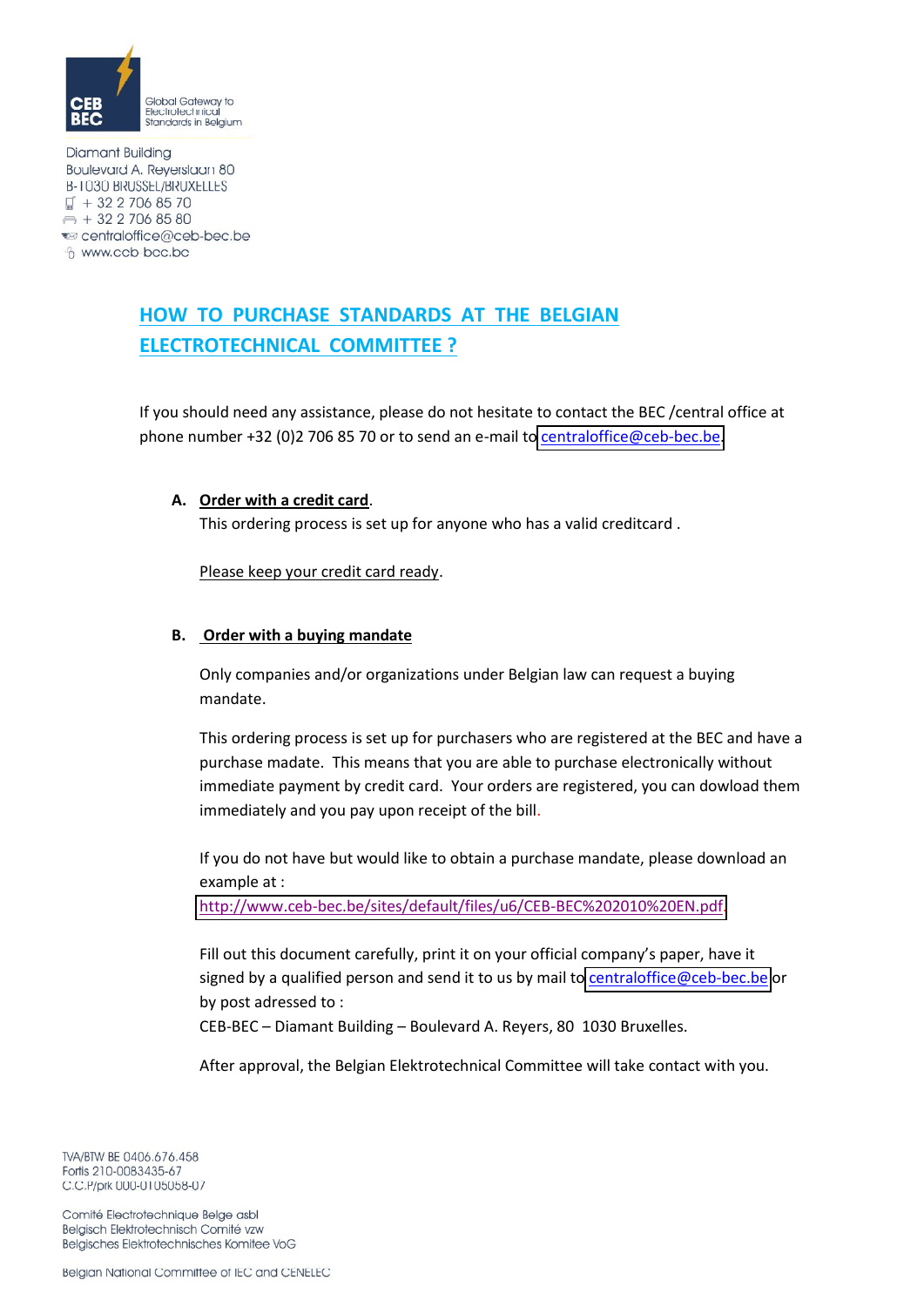CEB BEC

Global Gateway to Electrotechnical Standards in Belgium

Diamant Building
Boulevard A. Reyerslaan 80
B-1030 BRUSSEL/BRUXELLES
+ 32 2 706 85 70
+ 32 2 706 85 80
centraloffice@ceb-bec.be
www.ceb-bec.be

# HOW TO PURCHASE STANDARDS AT THE BELGIAN ELECTROTECHNICAL COMMITTEE ?

If you should need any assistance, please do not hesitate to contact the BEC /central office at phone number +32 (0)2 706 85 70 or to send an e-mail to centraloffice@ceb-bec.be.

**A. Order with a credit card.**

This ordering process is set up for anyone who has a valid creditcard .

Please keep your credit card ready.

**B. Order with a buying mandate**

Only companies and/or organizations under Belgian law can request a buying mandate.

This ordering process is set up for purchasers who are registered at the BEC and have a purchase madate. This means that you are able to purchase electronically without immediate payment by credit card. Your orders are registered, you can dowload them immediately and you pay upon receipt of the bill.

If you do not have but would like to obtain a purchase mandate, please download an example at :
http://www.ceb-bec.be/sites/default/files/u6/CEB-BEC%202010%20EN.pdf.

Fill out this document carefully, print it on your official company's paper, have it signed by a qualified person and send it to us by mail to centraloffice@ceb-bec.be or by post adressed to :
CEB-BEC – Diamant Building – Boulevard A. Reyers, 80 1030 Bruxelles.

After approval, the Belgian Elektrotechnical Committee will take contact with you.

TVA/BTW BE 0406.676.458
Fortis 210-0083435-67
C.C.P/prk 000-0105058-07

Comité Electrotechnique Belge asbl
Belgisch Elektrotechnisch Comité vzw
Belgisches Elektrotechnisches Komitee VoG

Belgian National Committee of IEC and CENELEC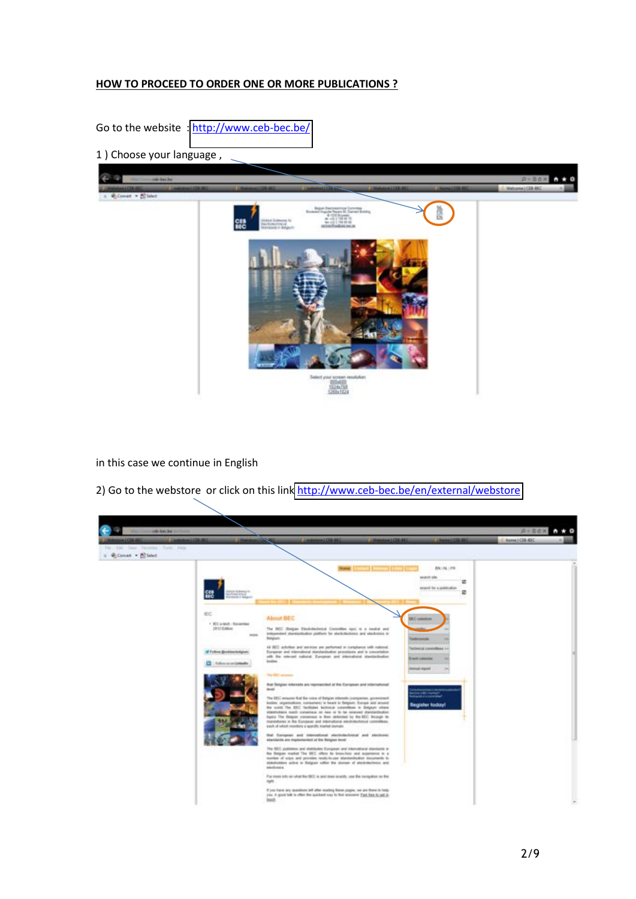**HOW TO PROCEED TO ORDER ONE OR MORE PUBLICATIONS ?**

Go to the website : http://www.ceb-bec.be/

1 ) Choose your language ,

in this case we continue in English

2) Go to the webstore or click on this link http://www.ceb-bec.be/en/external/webstore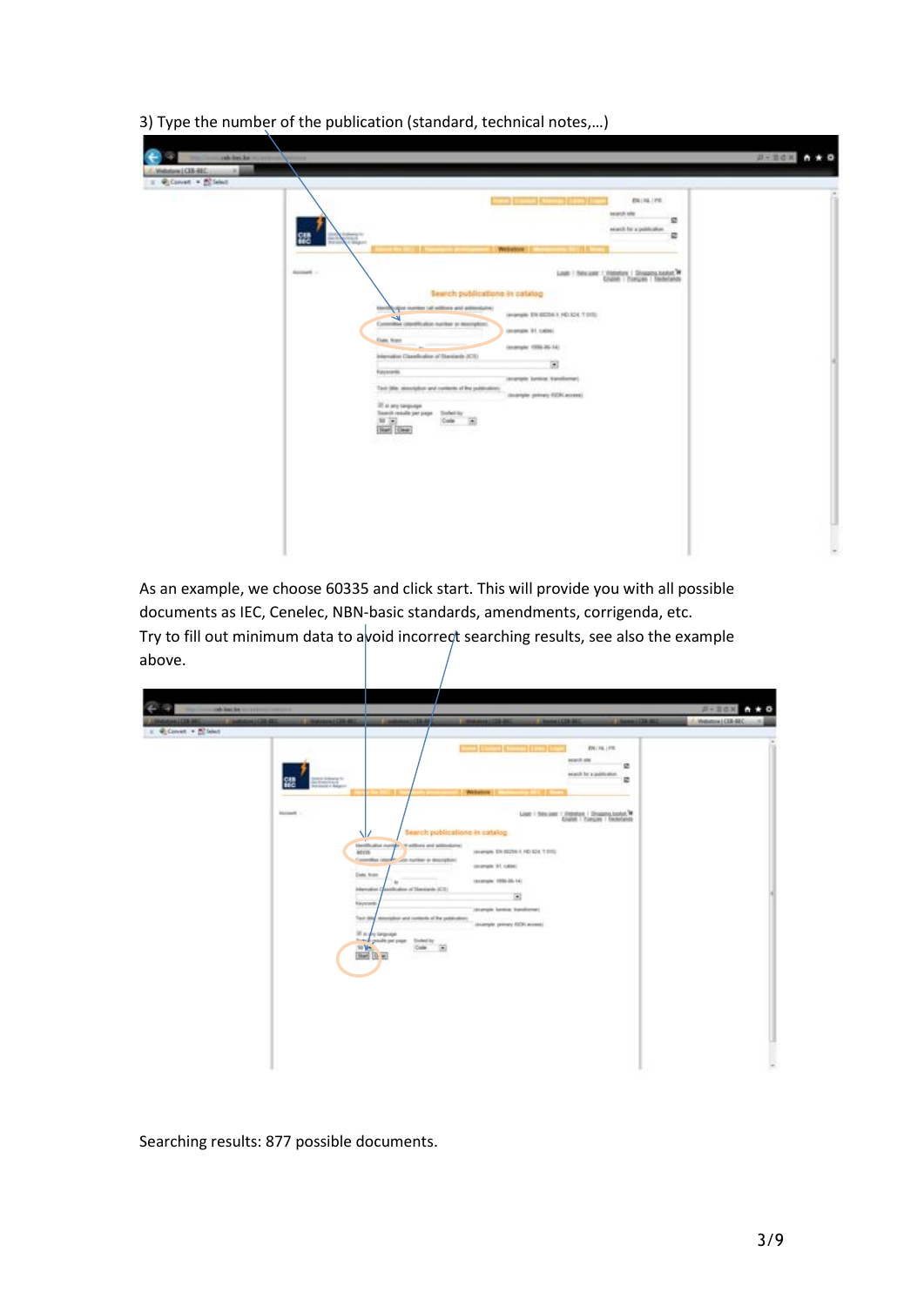3) Type the number of the publication (standard, technical notes,…)

As an example, we choose 60335 and click start. This will provide you with all possible documents as IEC, Cenelec, NBN-basic standards, amendments, corrigenda, etc.
Try to fill out minimum data to avoid incorrect searching results, see also the example above.

Searching results: 877 possible documents.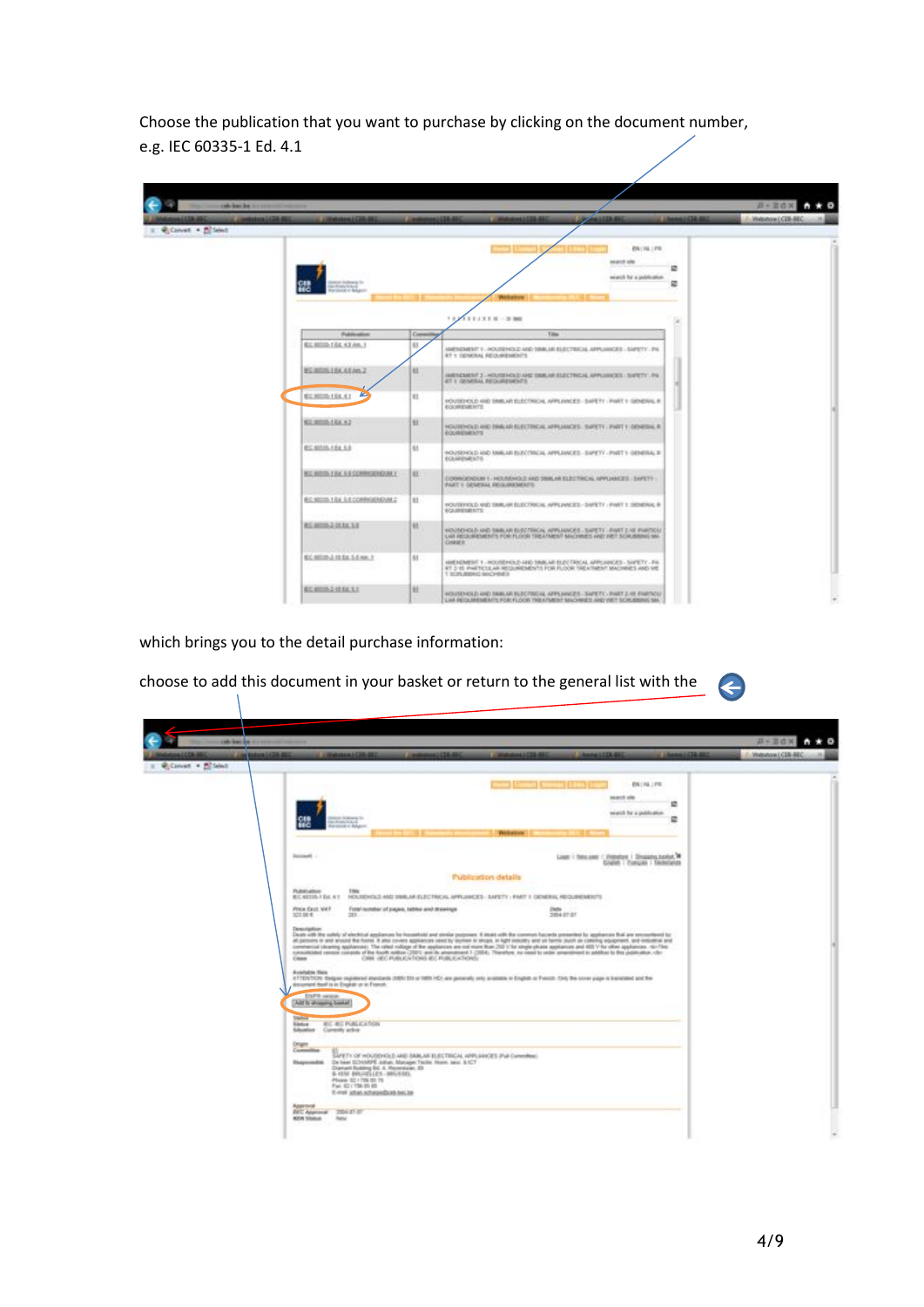Choose the publication that you want to purchase by clicking on the document number, e.g. IEC 60335-1 Ed. 4.1

which brings you to the detail purchase information:

choose to add this document in your basket or return to the general list with the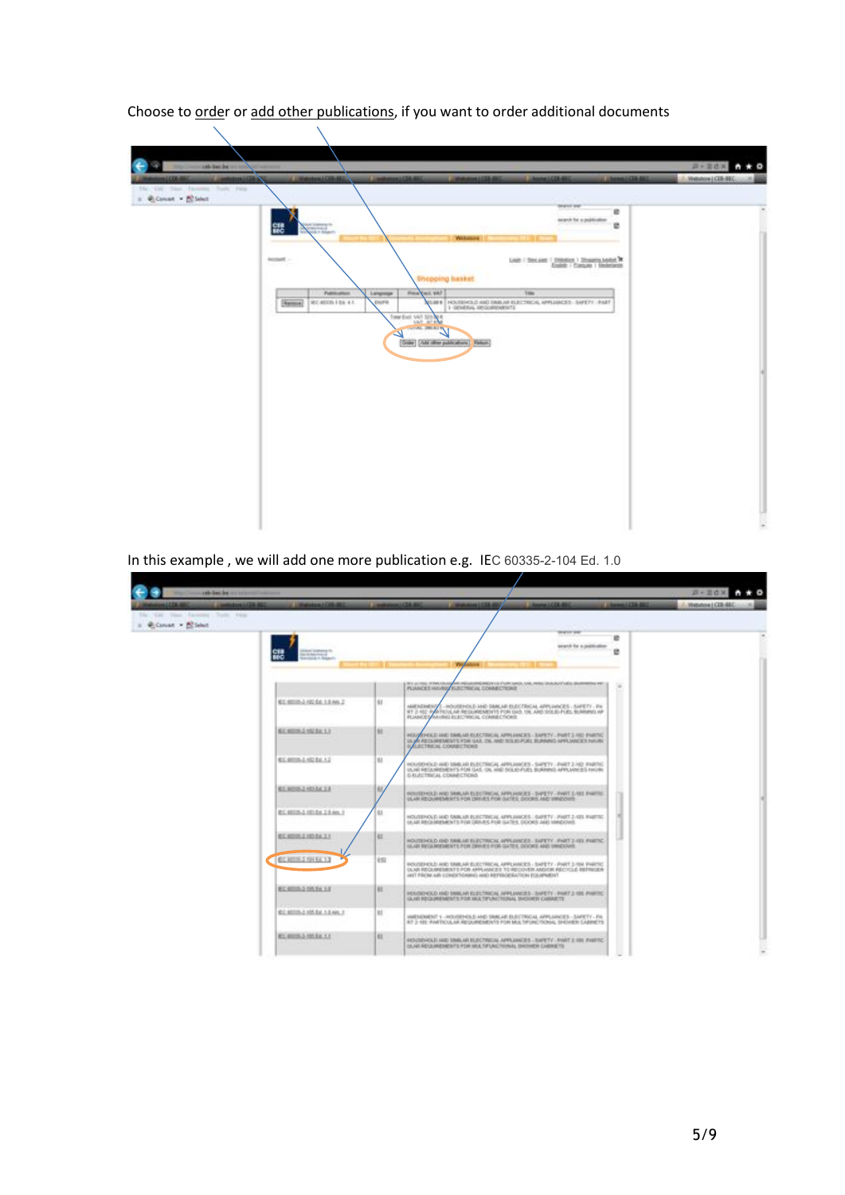Choose to order or add other publications, if you want to order additional documents

In this example , we will add one more publication e.g. IEC 60335-2-104 Ed. 1.0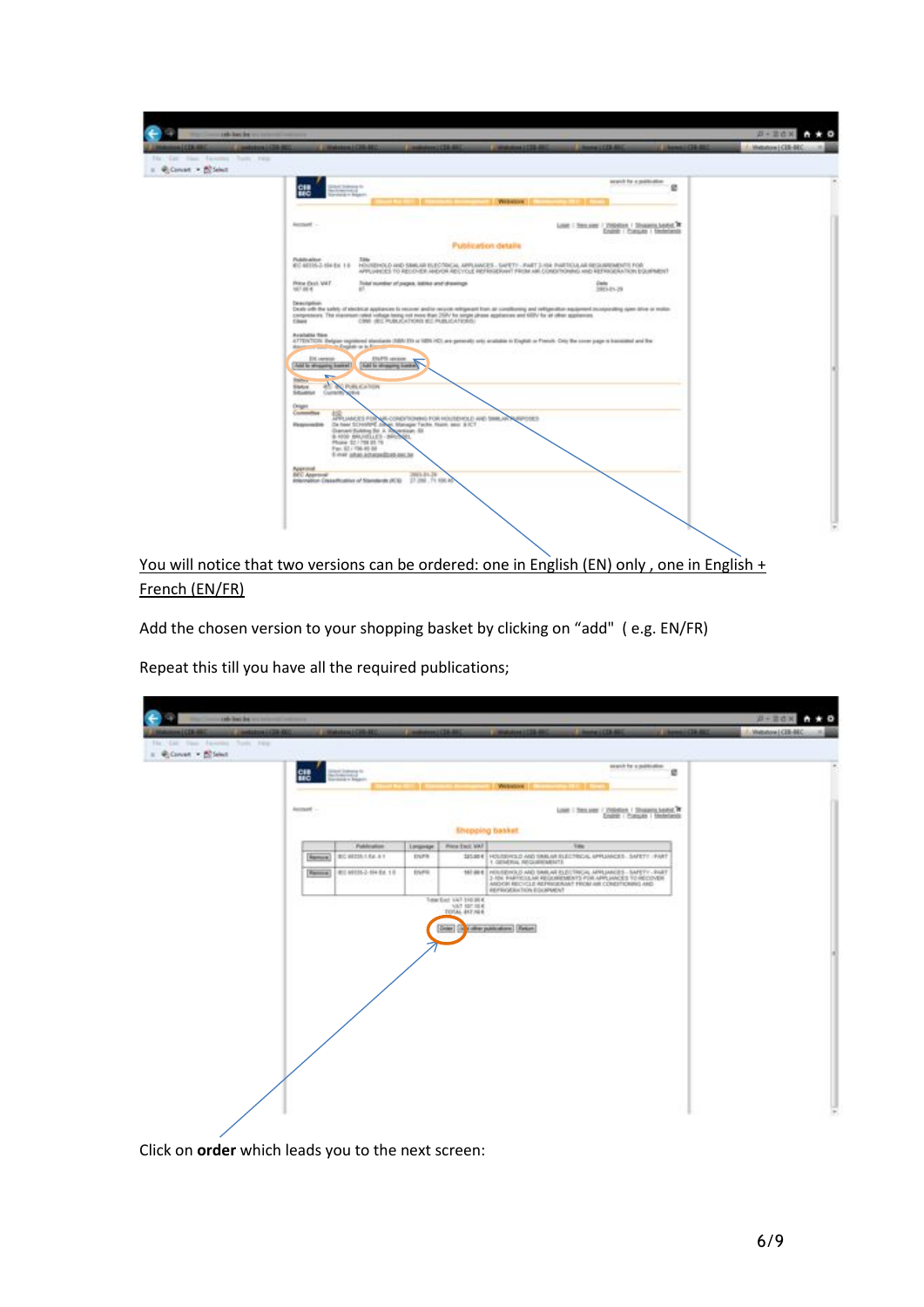You will notice that two versions can be ordered: one in English (EN) only , one in English + French (EN/FR)

Add the chosen version to your shopping basket by clicking on “add” ( e.g. EN/FR)

Repeat this till you have all the required publications;

Click on **order** which leads you to the next screen: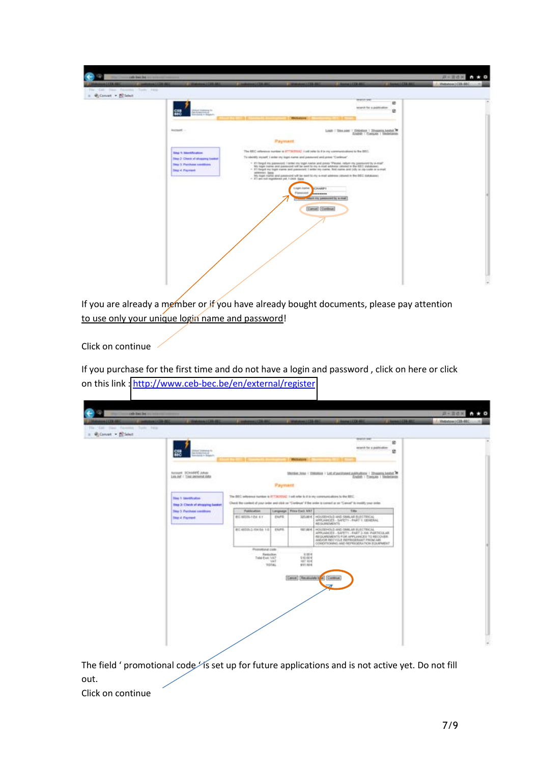If you are already a member or if you have already bought documents, please pay attention to use only your unique login name and password!

Click on continue

If you purchase for the first time and do not have a login and password , click on here or click on this link : http://www.ceb-bec.be/en/external/register

The field ' promotional code ' is set up for future applications and is not active yet. Do not fill out.

Click on continue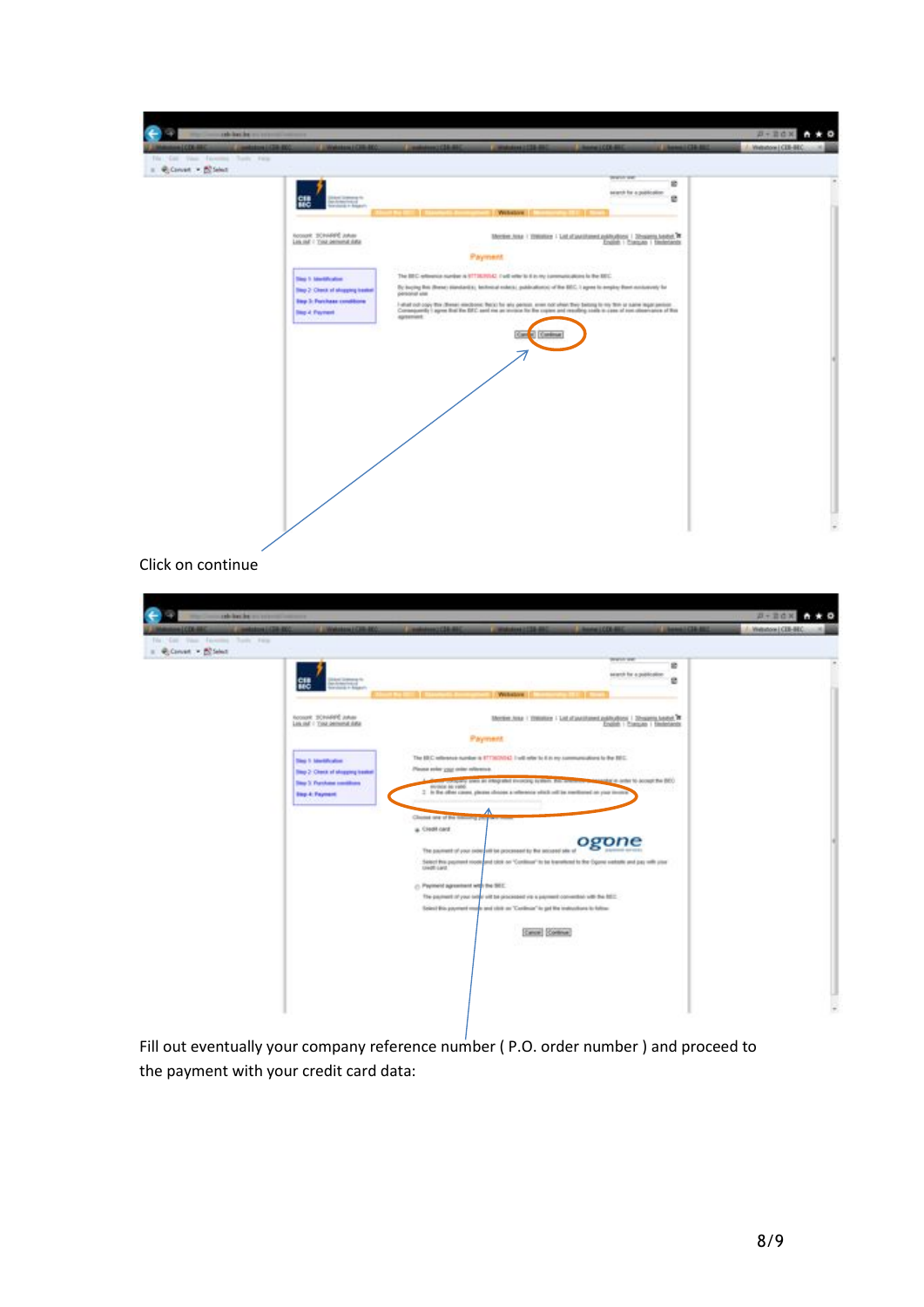Click on continue

Fill out eventually your company reference number ( P.O. order number ) and proceed to the payment with your credit card data: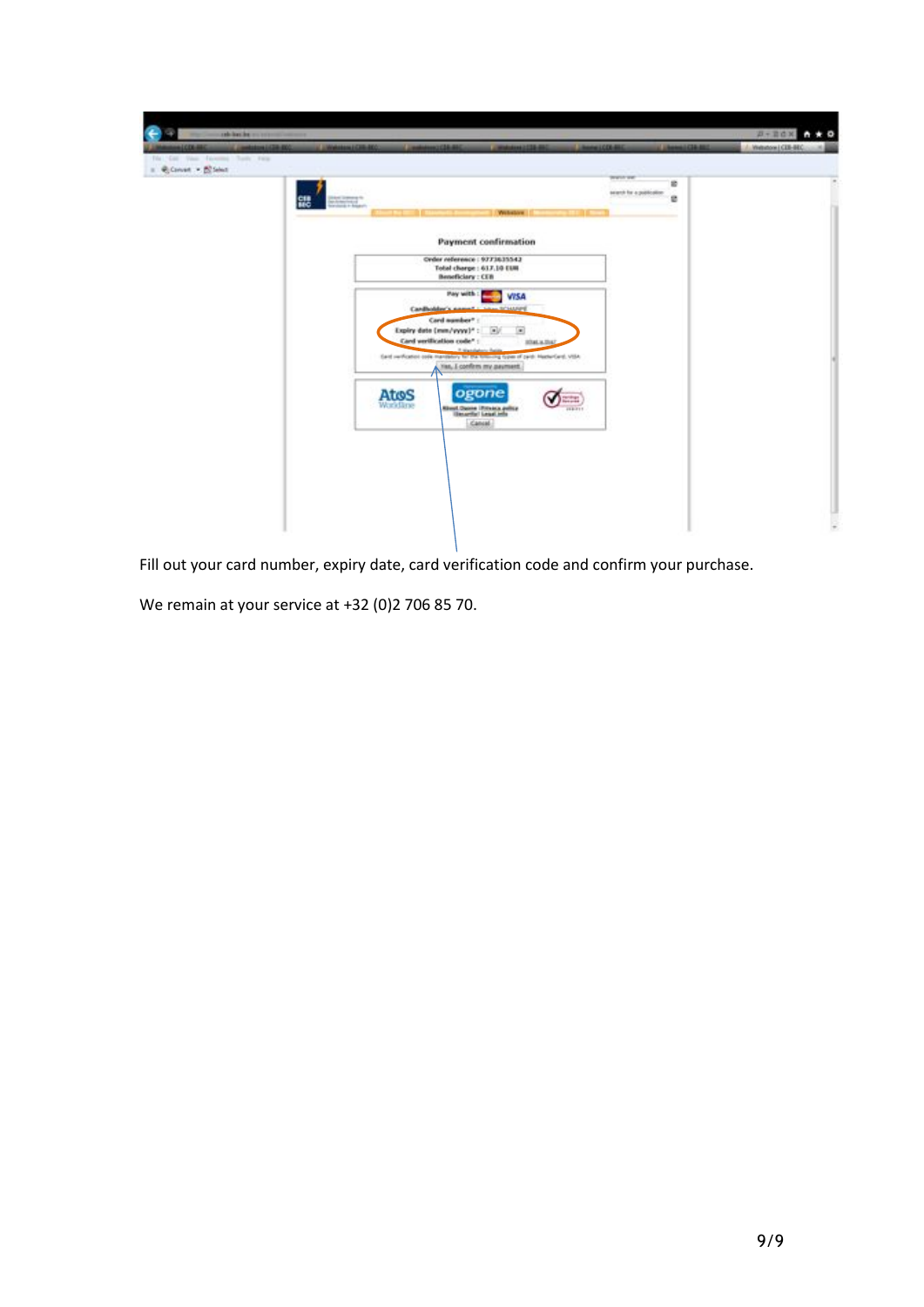Fill out your card number, expiry date, card verification code and confirm your purchase.

We remain at your service at +32 (0)2 706 85 70.